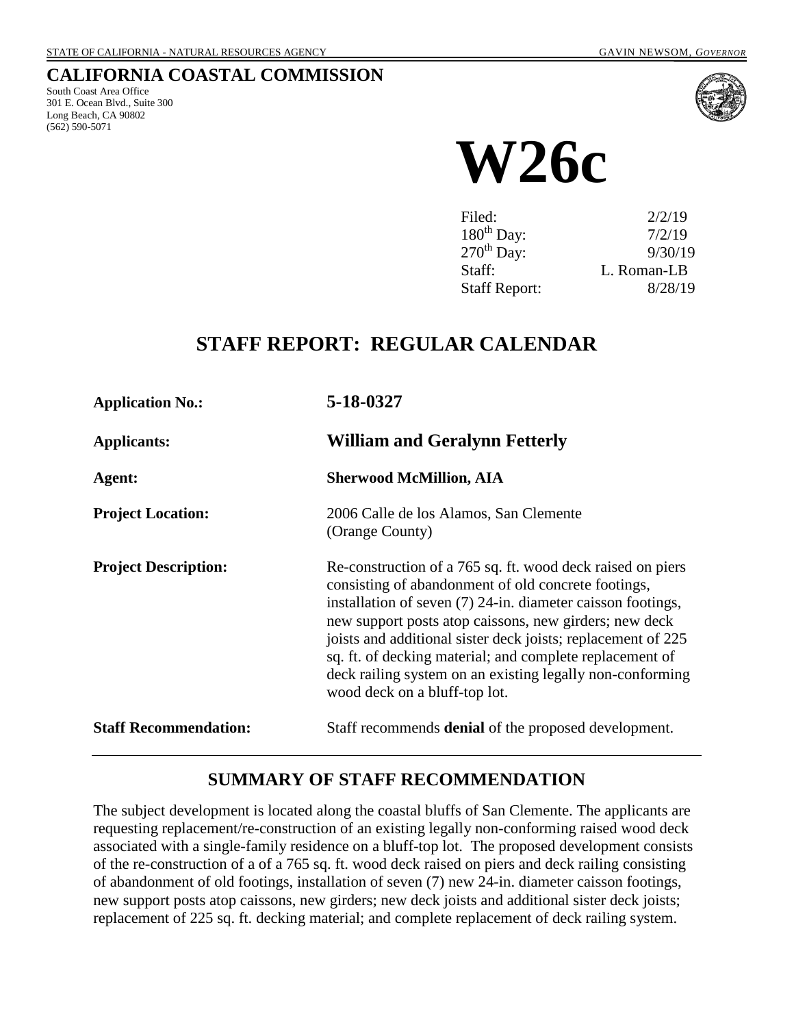STATE OF CALIFORNIA - NATURAL RESOURCES AGENCY — GAVIN NEWSOM, *GOVERNOR*

# CALIFORNIA COASTAL COMMISSION

South Coast Area Office
301 E. Ocean Blvd., Suite 300
Long Beach, CA 90802
(562) 590-5071

# W26c

| | |
|---|---|
| Filed: | 2/2/19 |
| 180th Day: | 7/2/19 |
| 270th Day: | 9/30/19 |
| Staff: | L. Roman-LB |
| Staff Report: | 8/28/19 |

## STAFF REPORT: REGULAR CALENDAR

| | |
|---|---|
| **Application No.:** | **5-18-0327** |
| **Applicants:** | **William and Geralynn Fetterly** |
| **Agent:** | **Sherwood McMillion, AIA** |
| **Project Location:** | 2006 Calle de los Alamos, San Clemente (Orange County) |
| **Project Description:** | Re-construction of a 765 sq. ft. wood deck raised on piers consisting of abandonment of old concrete footings, installation of seven (7) 24-in. diameter caisson footings, new support posts atop caissons, new girders; new deck joists and additional sister deck joists; replacement of 225 sq. ft. of decking material; and complete replacement of deck railing system on an existing legally non-conforming wood deck on a bluff-top lot. |
| **Staff Recommendation:** | Staff recommends **denial** of the proposed development. |

## SUMMARY OF STAFF RECOMMENDATION

The subject development is located along the coastal bluffs of San Clemente. The applicants are requesting replacement/re-construction of an existing legally non-conforming raised wood deck associated with a single-family residence on a bluff-top lot. The proposed development consists of the re-construction of a of a 765 sq. ft. wood deck raised on piers and deck railing consisting of abandonment of old footings, installation of seven (7) new 24-in. diameter caisson footings, new support posts atop caissons, new girders; new deck joists and additional sister deck joists; replacement of 225 sq. ft. decking material; and complete replacement of deck railing system.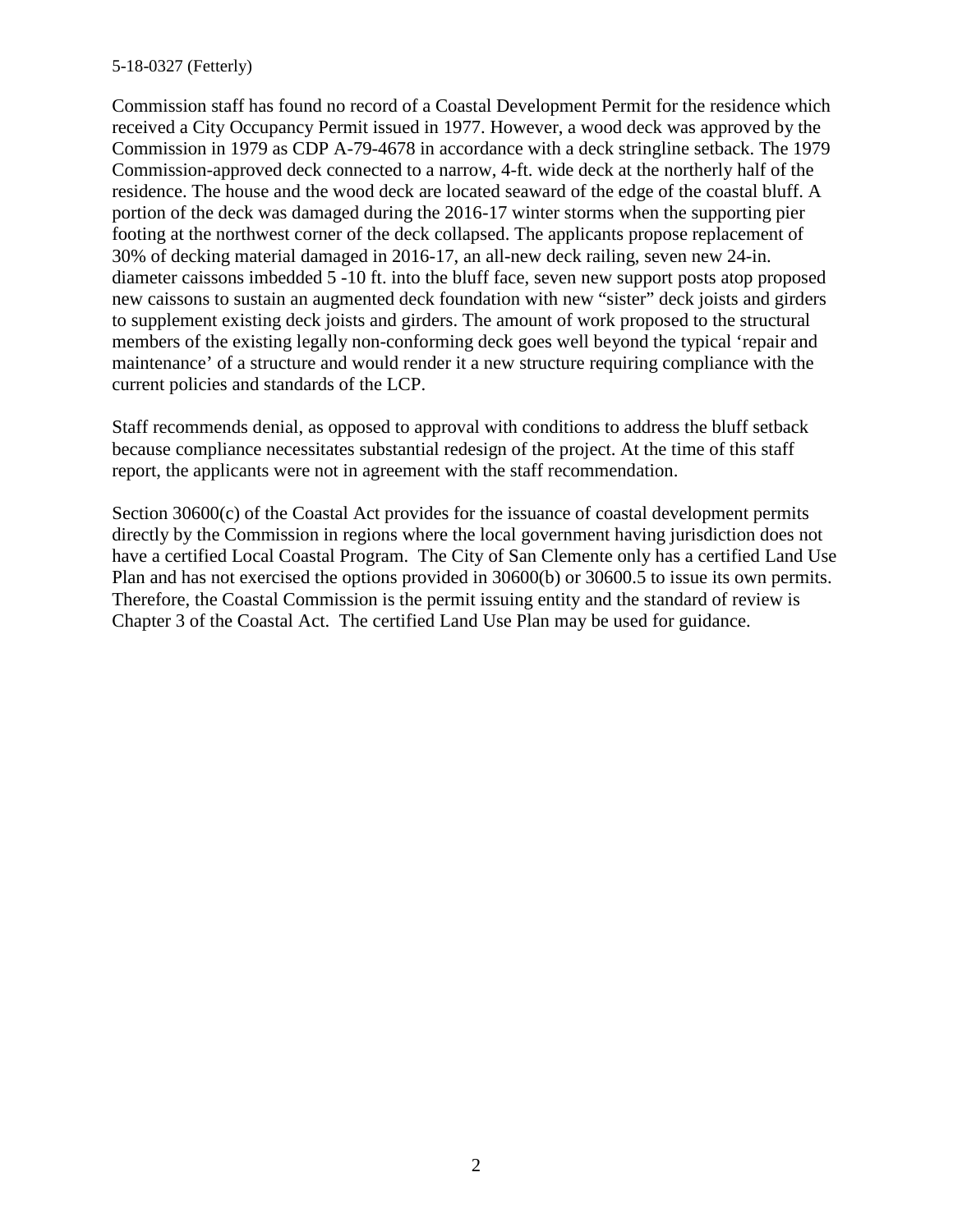Commission staff has found no record of a Coastal Development Permit for the residence which received a City Occupancy Permit issued in 1977. However, a wood deck was approved by the Commission in 1979 as CDP A-79-4678 in accordance with a deck stringline setback. The 1979 Commission-approved deck connected to a narrow, 4-ft. wide deck at the northerly half of the residence. The house and the wood deck are located seaward of the edge of the coastal bluff. A portion of the deck was damaged during the 2016-17 winter storms when the supporting pier footing at the northwest corner of the deck collapsed. The applicants propose replacement of 30% of decking material damaged in 2016-17, an all-new deck railing, seven new 24-in. diameter caissons imbedded 5 -10 ft. into the bluff face, seven new support posts atop proposed new caissons to sustain an augmented deck foundation with new "sister" deck joists and girders to supplement existing deck joists and girders. The amount of work proposed to the structural members of the existing legally non-conforming deck goes well beyond the typical 'repair and maintenance' of a structure and would render it a new structure requiring compliance with the current policies and standards of the LCP.

Staff recommends denial, as opposed to approval with conditions to address the bluff setback because compliance necessitates substantial redesign of the project. At the time of this staff report, the applicants were not in agreement with the staff recommendation.

Section 30600(c) of the Coastal Act provides for the issuance of coastal development permits directly by the Commission in regions where the local government having jurisdiction does not have a certified Local Coastal Program. The City of San Clemente only has a certified Land Use Plan and has not exercised the options provided in 30600(b) or 30600.5 to issue its own permits. Therefore, the Coastal Commission is the permit issuing entity and the standard of review is Chapter 3 of the Coastal Act. The certified Land Use Plan may be used for guidance.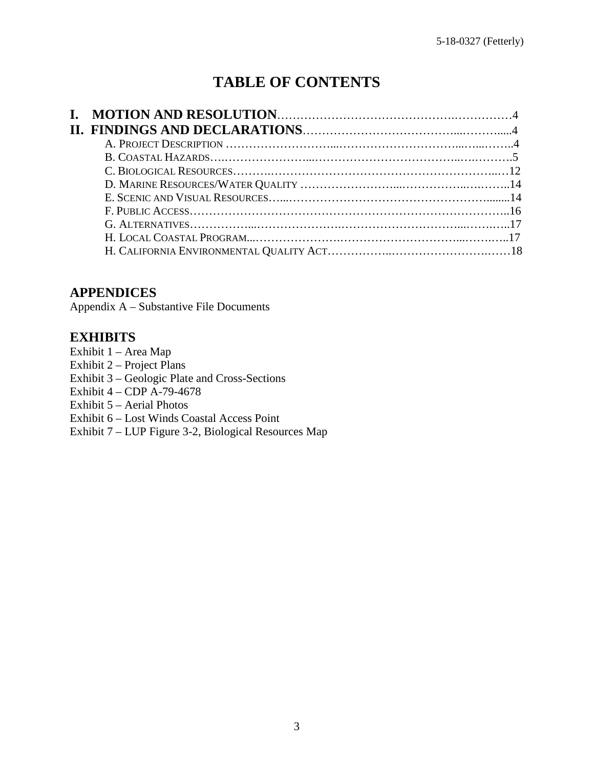# TABLE OF CONTENTS

**I. MOTION AND RESOLUTION** …………………………………………………4

**II. FINDINGS AND DECLARATIONS** ………………………………………………4

- A. PROJECT DESCRIPTION ……………………………………………………4
- B. COASTAL HAZARDS ……………………………………………………5
- C. BIOLOGICAL RESOURCES ……………………………………………………12
- D. MARINE RESOURCES/WATER QUALITY ……………………………………………………14
- E. SCENIC AND VISUAL RESOURCES ……………………………………………………14
- F. PUBLIC ACCESS ……………………………………………………16
- G. ALTERNATIVES ……………………………………………………17
- H. LOCAL COASTAL PROGRAM ……………………………………………………17
- H. CALIFORNIA ENVIRONMENTAL QUALITY ACT ……………………………………………………18

## APPENDICES

Appendix A – Substantive File Documents

## EXHIBITS

Exhibit 1 – Area Map
Exhibit 2 – Project Plans
Exhibit 3 – Geologic Plate and Cross-Sections
Exhibit 4 – CDP A-79-4678
Exhibit 5 – Aerial Photos
Exhibit 6 – Lost Winds Coastal Access Point
Exhibit 7 – LUP Figure 3-2, Biological Resources Map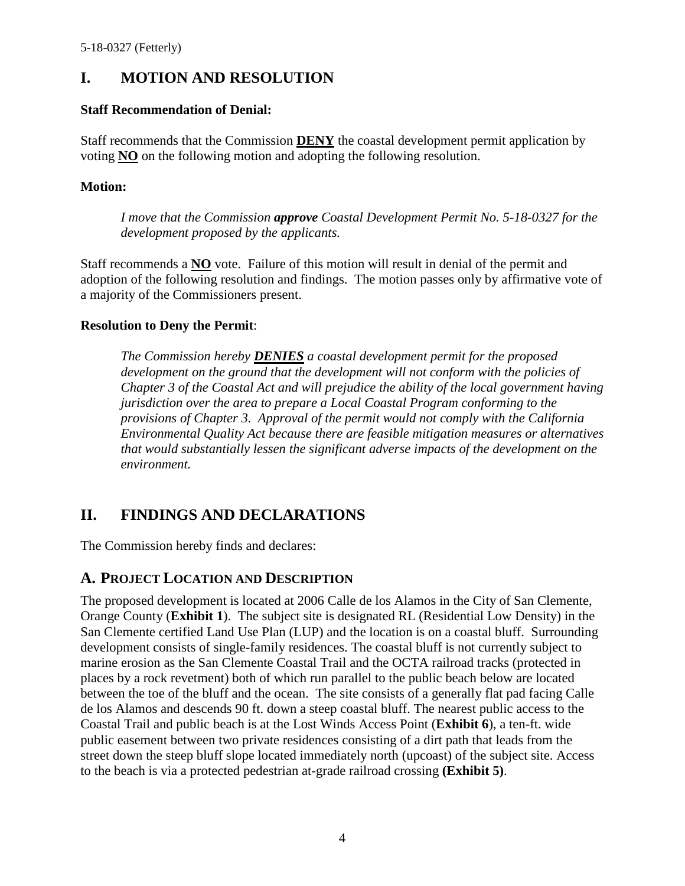# I. MOTION AND RESOLUTION

**Staff Recommendation of Denial:**

Staff recommends that the Commission **DENY** the coastal development permit application by voting **NO** on the following motion and adopting the following resolution.

**Motion:**

> *I move that the Commission* ***approve*** *Coastal Development Permit No. 5-18-0327 for the development proposed by the applicants.*

Staff recommends a **NO** vote. Failure of this motion will result in denial of the permit and adoption of the following resolution and findings. The motion passes only by affirmative vote of a majority of the Commissioners present.

**Resolution to Deny the Permit**:

> *The Commission hereby* ***DENIES*** *a coastal development permit for the proposed development on the ground that the development will not conform with the policies of Chapter 3 of the Coastal Act and will prejudice the ability of the local government having jurisdiction over the area to prepare a Local Coastal Program conforming to the provisions of Chapter 3. Approval of the permit would not comply with the California Environmental Quality Act because there are feasible mitigation measures or alternatives that would substantially lessen the significant adverse impacts of the development on the environment.*

# II. FINDINGS AND DECLARATIONS

The Commission hereby finds and declares:

## A. PROJECT LOCATION AND DESCRIPTION

The proposed development is located at 2006 Calle de los Alamos in the City of San Clemente, Orange County (**Exhibit 1**). The subject site is designated RL (Residential Low Density) in the San Clemente certified Land Use Plan (LUP) and the location is on a coastal bluff. Surrounding development consists of single-family residences. The coastal bluff is not currently subject to marine erosion as the San Clemente Coastal Trail and the OCTA railroad tracks (protected in places by a rock revetment) both of which run parallel to the public beach below are located between the toe of the bluff and the ocean. The site consists of a generally flat pad facing Calle de los Alamos and descends 90 ft. down a steep coastal bluff. The nearest public access to the Coastal Trail and public beach is at the Lost Winds Access Point (**Exhibit 6**), a ten-ft. wide public easement between two private residences consisting of a dirt path that leads from the street down the steep bluff slope located immediately north (upcoast) of the subject site. Access to the beach is via a protected pedestrian at-grade railroad crossing **(Exhibit 5)**.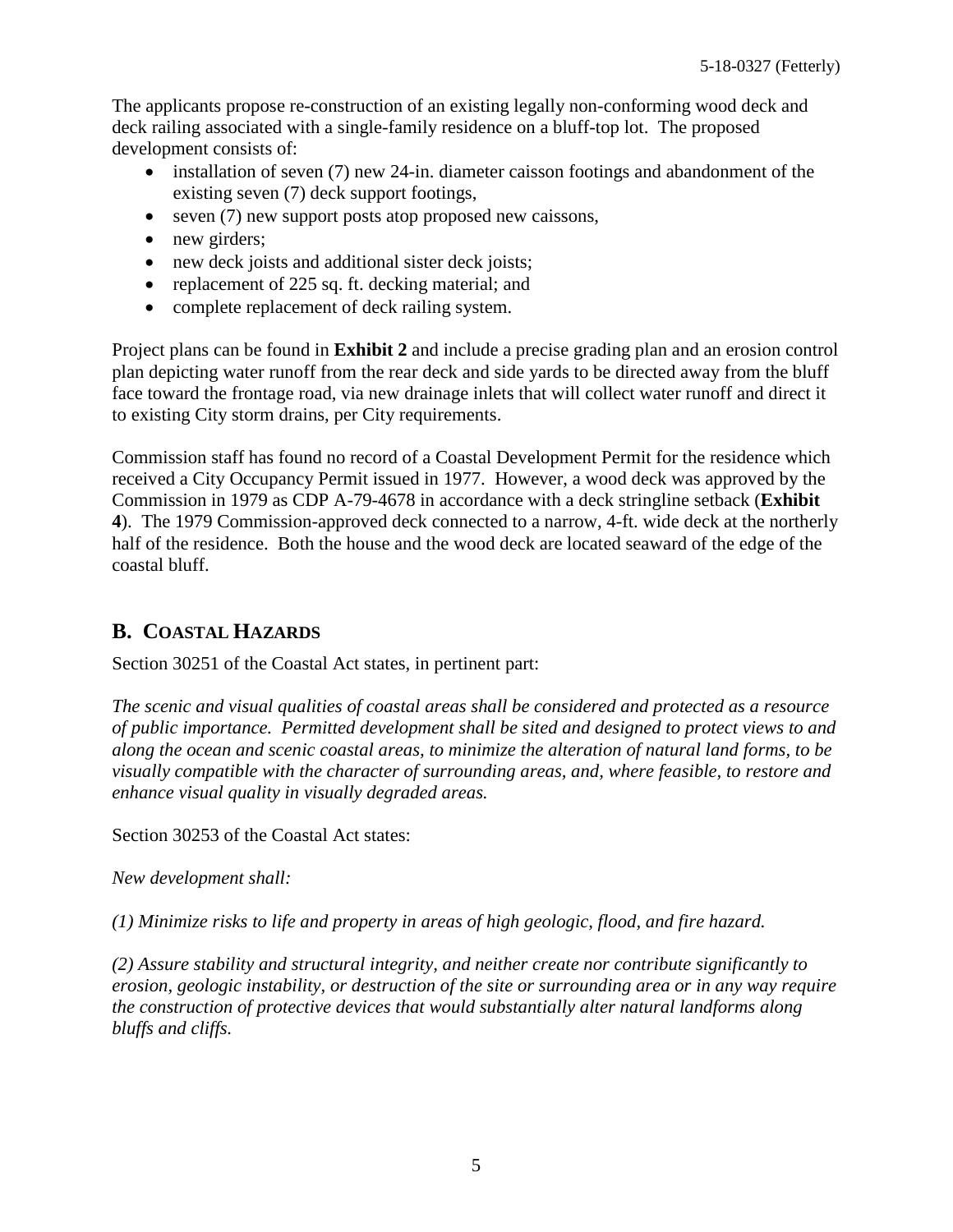The applicants propose re-construction of an existing legally non-conforming wood deck and deck railing associated with a single-family residence on a bluff-top lot. The proposed development consists of:

- installation of seven (7) new 24-in. diameter caisson footings and abandonment of the existing seven (7) deck support footings,
- seven (7) new support posts atop proposed new caissons,
- new girders;
- new deck joists and additional sister deck joists;
- replacement of 225 sq. ft. decking material; and
- complete replacement of deck railing system.

Project plans can be found in **Exhibit 2** and include a precise grading plan and an erosion control plan depicting water runoff from the rear deck and side yards to be directed away from the bluff face toward the frontage road, via new drainage inlets that will collect water runoff and direct it to existing City storm drains, per City requirements.

Commission staff has found no record of a Coastal Development Permit for the residence which received a City Occupancy Permit issued in 1977. However, a wood deck was approved by the Commission in 1979 as CDP A-79-4678 in accordance with a deck stringline setback (**Exhibit 4**). The 1979 Commission-approved deck connected to a narrow, 4-ft. wide deck at the northerly half of the residence. Both the house and the wood deck are located seaward of the edge of the coastal bluff.

## B. COASTAL HAZARDS

Section 30251 of the Coastal Act states, in pertinent part:

*The scenic and visual qualities of coastal areas shall be considered and protected as a resource of public importance. Permitted development shall be sited and designed to protect views to and along the ocean and scenic coastal areas, to minimize the alteration of natural land forms, to be visually compatible with the character of surrounding areas, and, where feasible, to restore and enhance visual quality in visually degraded areas.*

Section 30253 of the Coastal Act states:

*New development shall:*

*(1) Minimize risks to life and property in areas of high geologic, flood, and fire hazard.*

*(2) Assure stability and structural integrity, and neither create nor contribute significantly to erosion, geologic instability, or destruction of the site or surrounding area or in any way require the construction of protective devices that would substantially alter natural landforms along bluffs and cliffs.*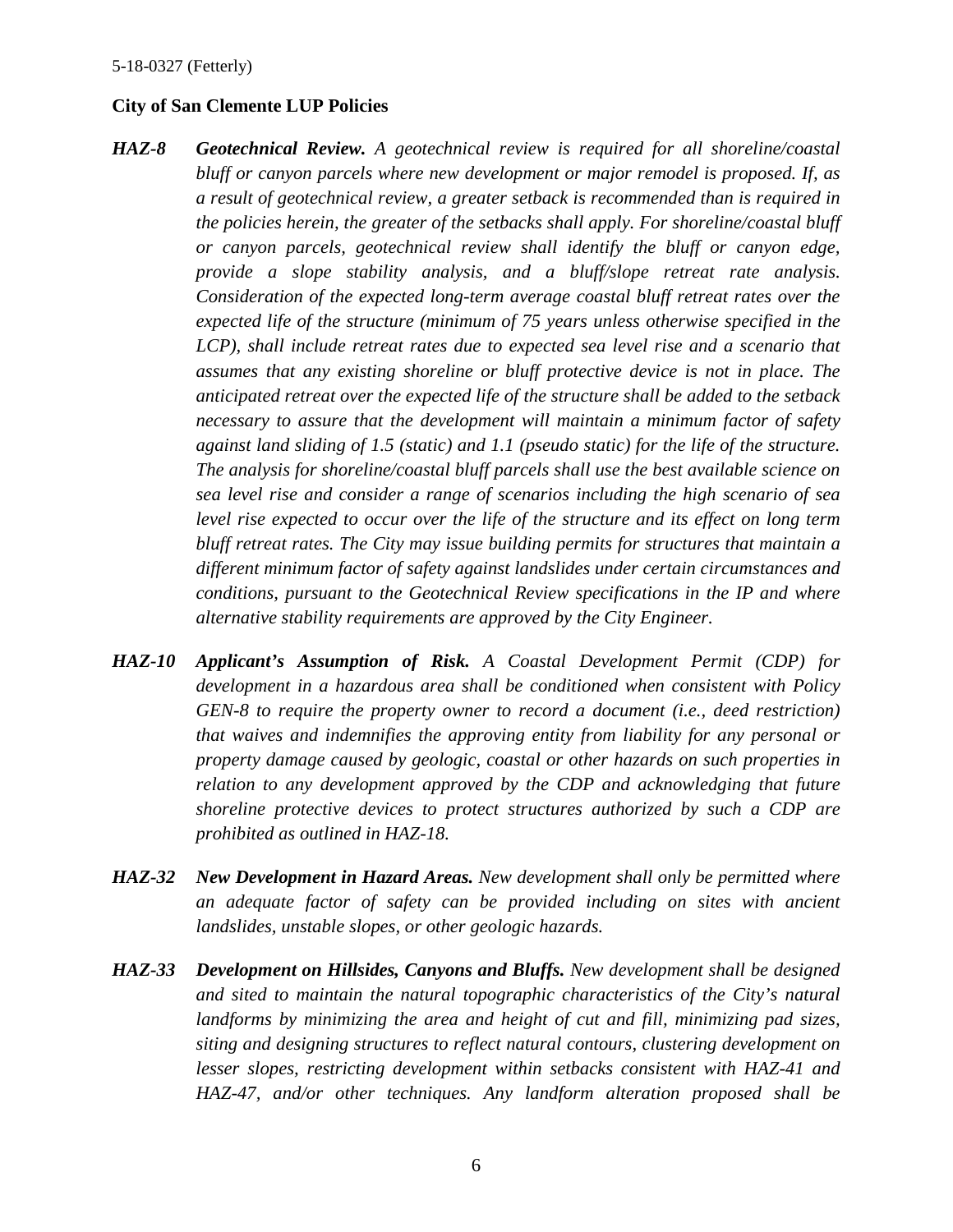**City of San Clemente LUP Policies**

***HAZ-8*** ***Geotechnical Review.*** *A geotechnical review is required for all shoreline/coastal bluff or canyon parcels where new development or major remodel is proposed. If, as a result of geotechnical review, a greater setback is recommended than is required in the policies herein, the greater of the setbacks shall apply. For shoreline/coastal bluff or canyon parcels, geotechnical review shall identify the bluff or canyon edge, provide a slope stability analysis, and a bluff/slope retreat rate analysis. Consideration of the expected long-term average coastal bluff retreat rates over the expected life of the structure (minimum of 75 years unless otherwise specified in the LCP), shall include retreat rates due to expected sea level rise and a scenario that assumes that any existing shoreline or bluff protective device is not in place. The anticipated retreat over the expected life of the structure shall be added to the setback necessary to assure that the development will maintain a minimum factor of safety against land sliding of 1.5 (static) and 1.1 (pseudo static) for the life of the structure. The analysis for shoreline/coastal bluff parcels shall use the best available science on sea level rise and consider a range of scenarios including the high scenario of sea level rise expected to occur over the life of the structure and its effect on long term bluff retreat rates. The City may issue building permits for structures that maintain a different minimum factor of safety against landslides under certain circumstances and conditions, pursuant to the Geotechnical Review specifications in the IP and where alternative stability requirements are approved by the City Engineer.*

***HAZ-10*** ***Applicant's Assumption of Risk.*** *A Coastal Development Permit (CDP) for development in a hazardous area shall be conditioned when consistent with Policy GEN-8 to require the property owner to record a document (i.e., deed restriction) that waives and indemnifies the approving entity from liability for any personal or property damage caused by geologic, coastal or other hazards on such properties in relation to any development approved by the CDP and acknowledging that future shoreline protective devices to protect structures authorized by such a CDP are prohibited as outlined in HAZ-18.*

***HAZ-32*** ***New Development in Hazard Areas.*** *New development shall only be permitted where an adequate factor of safety can be provided including on sites with ancient landslides, unstable slopes, or other geologic hazards.*

***HAZ-33*** ***Development on Hillsides, Canyons and Bluffs.*** *New development shall be designed and sited to maintain the natural topographic characteristics of the City's natural landforms by minimizing the area and height of cut and fill, minimizing pad sizes, siting and designing structures to reflect natural contours, clustering development on lesser slopes, restricting development within setbacks consistent with HAZ-41 and HAZ-47, and/or other techniques. Any landform alteration proposed shall be*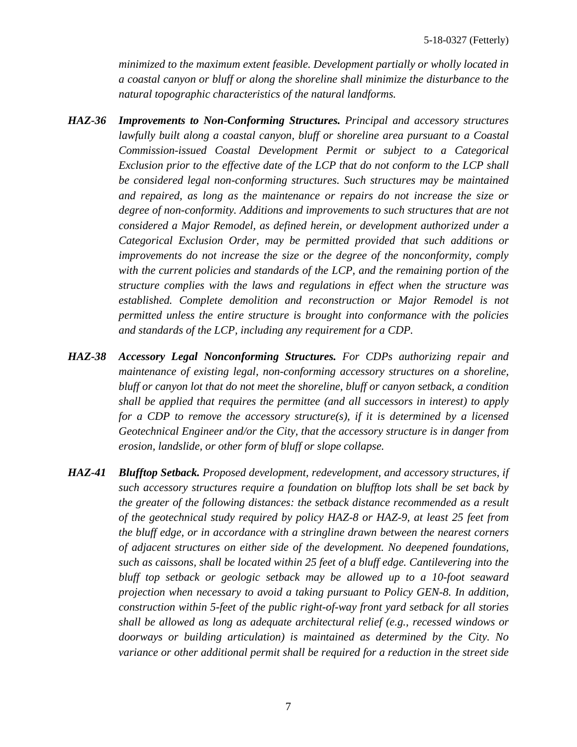*minimized to the maximum extent feasible. Development partially or wholly located in a coastal canyon or bluff or along the shoreline shall minimize the disturbance to the natural topographic characteristics of the natural landforms.*

***HAZ-36 Improvements to Non-Conforming Structures.*** *Principal and accessory structures lawfully built along a coastal canyon, bluff or shoreline area pursuant to a Coastal Commission-issued Coastal Development Permit or subject to a Categorical Exclusion prior to the effective date of the LCP that do not conform to the LCP shall be considered legal non-conforming structures. Such structures may be maintained and repaired, as long as the maintenance or repairs do not increase the size or degree of non-conformity. Additions and improvements to such structures that are not considered a Major Remodel, as defined herein, or development authorized under a Categorical Exclusion Order, may be permitted provided that such additions or improvements do not increase the size or the degree of the nonconformity, comply with the current policies and standards of the LCP, and the remaining portion of the structure complies with the laws and regulations in effect when the structure was established. Complete demolition and reconstruction or Major Remodel is not permitted unless the entire structure is brought into conformance with the policies and standards of the LCP, including any requirement for a CDP.*

***HAZ-38 Accessory Legal Nonconforming Structures.*** *For CDPs authorizing repair and maintenance of existing legal, non-conforming accessory structures on a shoreline, bluff or canyon lot that do not meet the shoreline, bluff or canyon setback, a condition shall be applied that requires the permittee (and all successors in interest) to apply for a CDP to remove the accessory structure(s), if it is determined by a licensed Geotechnical Engineer and/or the City, that the accessory structure is in danger from erosion, landslide, or other form of bluff or slope collapse.*

***HAZ-41 Blufftop Setback.*** *Proposed development, redevelopment, and accessory structures, if such accessory structures require a foundation on blufftop lots shall be set back by the greater of the following distances: the setback distance recommended as a result of the geotechnical study required by policy HAZ-8 or HAZ-9, at least 25 feet from the bluff edge, or in accordance with a stringline drawn between the nearest corners of adjacent structures on either side of the development. No deepened foundations, such as caissons, shall be located within 25 feet of a bluff edge. Cantilevering into the bluff top setback or geologic setback may be allowed up to a 10-foot seaward projection when necessary to avoid a taking pursuant to Policy GEN-8. In addition, construction within 5-feet of the public right-of-way front yard setback for all stories shall be allowed as long as adequate architectural relief (e.g., recessed windows or doorways or building articulation) is maintained as determined by the City. No variance or other additional permit shall be required for a reduction in the street side*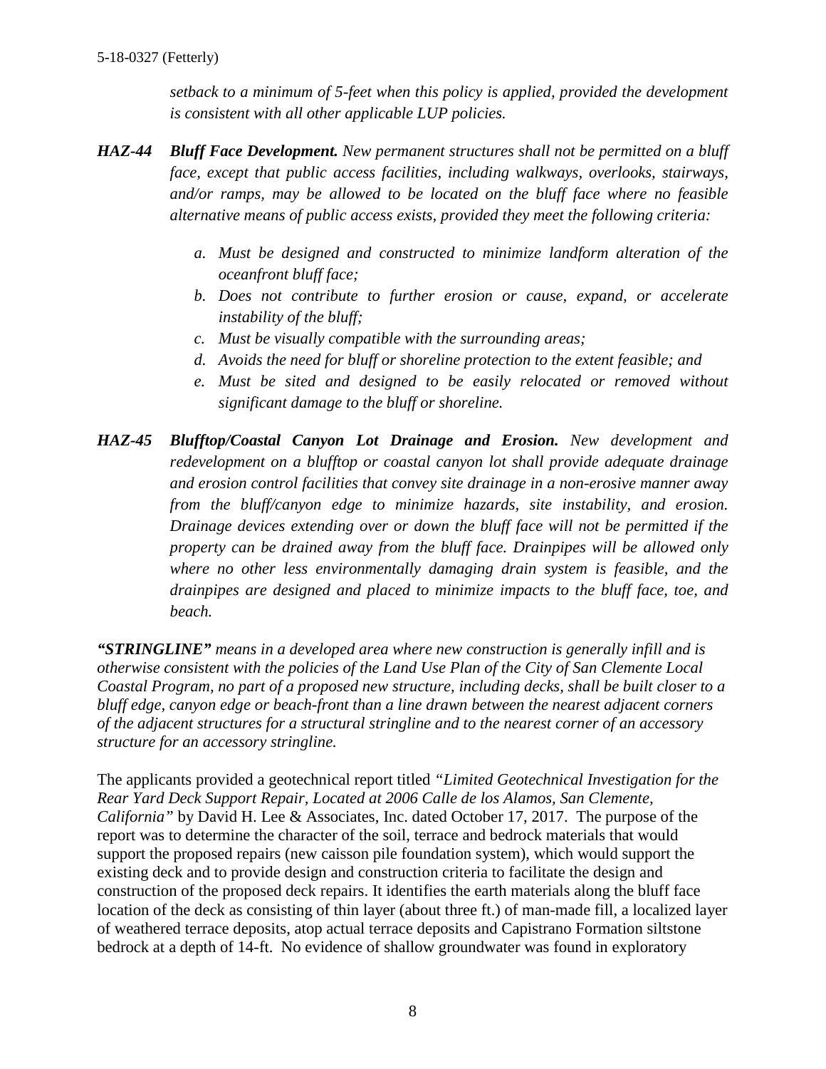*setback to a minimum of 5-feet when this policy is applied, provided the development is consistent with all other applicable LUP policies.*

***HAZ-44 Bluff Face Development.*** *New permanent structures shall not be permitted on a bluff face, except that public access facilities, including walkways, overlooks, stairways, and/or ramps, may be allowed to be located on the bluff face where no feasible alternative means of public access exists, provided they meet the following criteria:*

*a. Must be designed and constructed to minimize landform alteration of the oceanfront bluff face;*
*b. Does not contribute to further erosion or cause, expand, or accelerate instability of the bluff;*
*c. Must be visually compatible with the surrounding areas;*
*d. Avoids the need for bluff or shoreline protection to the extent feasible; and*
*e. Must be sited and designed to be easily relocated or removed without significant damage to the bluff or shoreline.*

***HAZ-45 Blufftop/Coastal Canyon Lot Drainage and Erosion.*** *New development and redevelopment on a blufftop or coastal canyon lot shall provide adequate drainage and erosion control facilities that convey site drainage in a non-erosive manner away from the bluff/canyon edge to minimize hazards, site instability, and erosion. Drainage devices extending over or down the bluff face will not be permitted if the property can be drained away from the bluff face. Drainpipes will be allowed only where no other less environmentally damaging drain system is feasible, and the drainpipes are designed and placed to minimize impacts to the bluff face, toe, and beach.*

***"STRINGLINE"*** *means in a developed area where new construction is generally infill and is otherwise consistent with the policies of the Land Use Plan of the City of San Clemente Local Coastal Program, no part of a proposed new structure, including decks, shall be built closer to a bluff edge, canyon edge or beach-front than a line drawn between the nearest adjacent corners of the adjacent structures for a structural stringline and to the nearest corner of an accessory structure for an accessory stringline.*

The applicants provided a geotechnical report titled *"Limited Geotechnical Investigation for the Rear Yard Deck Support Repair, Located at 2006 Calle de los Alamos, San Clemente, California"* by David H. Lee & Associates, Inc. dated October 17, 2017. The purpose of the report was to determine the character of the soil, terrace and bedrock materials that would support the proposed repairs (new caisson pile foundation system), which would support the existing deck and to provide design and construction criteria to facilitate the design and construction of the proposed deck repairs. It identifies the earth materials along the bluff face location of the deck as consisting of thin layer (about three ft.) of man-made fill, a localized layer of weathered terrace deposits, atop actual terrace deposits and Capistrano Formation siltstone bedrock at a depth of 14-ft. No evidence of shallow groundwater was found in exploratory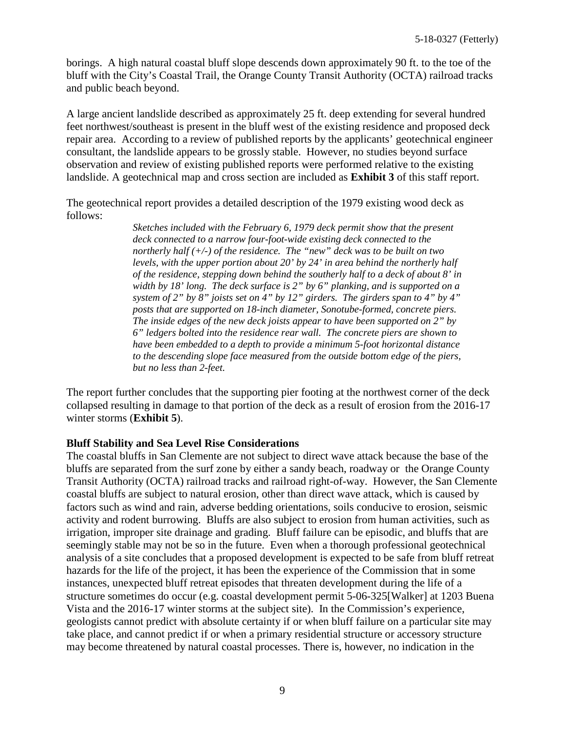borings. A high natural coastal bluff slope descends down approximately 90 ft. to the toe of the bluff with the City's Coastal Trail, the Orange County Transit Authority (OCTA) railroad tracks and public beach beyond.

A large ancient landslide described as approximately 25 ft. deep extending for several hundred feet northwest/southeast is present in the bluff west of the existing residence and proposed deck repair area. According to a review of published reports by the applicants' geotechnical engineer consultant, the landslide appears to be grossly stable. However, no studies beyond surface observation and review of existing published reports were performed relative to the existing landslide. A geotechnical map and cross section are included as **Exhibit 3** of this staff report.

The geotechnical report provides a detailed description of the 1979 existing wood deck as follows:

> *Sketches included with the February 6, 1979 deck permit show that the present deck connected to a narrow four-foot-wide existing deck connected to the northerly half (+/-) of the residence. The "new" deck was to be built on two levels, with the upper portion about 20' by 24' in area behind the northerly half of the residence, stepping down behind the southerly half to a deck of about 8' in width by 18' long. The deck surface is 2" by 6" planking, and is supported on a system of 2" by 8" joists set on 4" by 12" girders. The girders span to 4" by 4" posts that are supported on 18-inch diameter, Sonotube-formed, concrete piers. The inside edges of the new deck joists appear to have been supported on 2" by 6" ledgers bolted into the residence rear wall. The concrete piers are shown to have been embedded to a depth to provide a minimum 5-foot horizontal distance to the descending slope face measured from the outside bottom edge of the piers, but no less than 2-feet.*

The report further concludes that the supporting pier footing at the northwest corner of the deck collapsed resulting in damage to that portion of the deck as a result of erosion from the 2016-17 winter storms (**Exhibit 5**).

**Bluff Stability and Sea Level Rise Considerations**

The coastal bluffs in San Clemente are not subject to direct wave attack because the base of the bluffs are separated from the surf zone by either a sandy beach, roadway or the Orange County Transit Authority (OCTA) railroad tracks and railroad right-of-way. However, the San Clemente coastal bluffs are subject to natural erosion, other than direct wave attack, which is caused by factors such as wind and rain, adverse bedding orientations, soils conducive to erosion, seismic activity and rodent burrowing. Bluffs are also subject to erosion from human activities, such as irrigation, improper site drainage and grading. Bluff failure can be episodic, and bluffs that are seemingly stable may not be so in the future. Even when a thorough professional geotechnical analysis of a site concludes that a proposed development is expected to be safe from bluff retreat hazards for the life of the project, it has been the experience of the Commission that in some instances, unexpected bluff retreat episodes that threaten development during the life of a structure sometimes do occur (e.g. coastal development permit 5-06-325[Walker] at 1203 Buena Vista and the 2016-17 winter storms at the subject site). In the Commission's experience, geologists cannot predict with absolute certainty if or when bluff failure on a particular site may take place, and cannot predict if or when a primary residential structure or accessory structure may become threatened by natural coastal processes. There is, however, no indication in the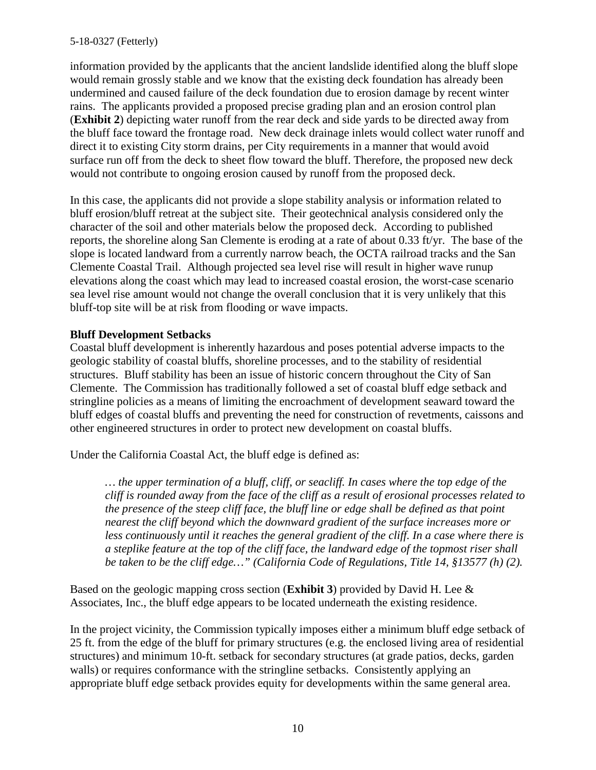information provided by the applicants that the ancient landslide identified along the bluff slope would remain grossly stable and we know that the existing deck foundation has already been undermined and caused failure of the deck foundation due to erosion damage by recent winter rains. The applicants provided a proposed precise grading plan and an erosion control plan (**Exhibit 2**) depicting water runoff from the rear deck and side yards to be directed away from the bluff face toward the frontage road. New deck drainage inlets would collect water runoff and direct it to existing City storm drains, per City requirements in a manner that would avoid surface run off from the deck to sheet flow toward the bluff. Therefore, the proposed new deck would not contribute to ongoing erosion caused by runoff from the proposed deck.

In this case, the applicants did not provide a slope stability analysis or information related to bluff erosion/bluff retreat at the subject site. Their geotechnical analysis considered only the character of the soil and other materials below the proposed deck. According to published reports, the shoreline along San Clemente is eroding at a rate of about 0.33 ft/yr. The base of the slope is located landward from a currently narrow beach, the OCTA railroad tracks and the San Clemente Coastal Trail. Although projected sea level rise will result in higher wave runup elevations along the coast which may lead to increased coastal erosion, the worst-case scenario sea level rise amount would not change the overall conclusion that it is very unlikely that this bluff-top site will be at risk from flooding or wave impacts.

**Bluff Development Setbacks**

Coastal bluff development is inherently hazardous and poses potential adverse impacts to the geologic stability of coastal bluffs, shoreline processes, and to the stability of residential structures. Bluff stability has been an issue of historic concern throughout the City of San Clemente. The Commission has traditionally followed a set of coastal bluff edge setback and stringline policies as a means of limiting the encroachment of development seaward toward the bluff edges of coastal bluffs and preventing the need for construction of revetments, caissons and other engineered structures in order to protect new development on coastal bluffs.

Under the California Coastal Act, the bluff edge is defined as:

> *… the upper termination of a bluff, cliff, or seacliff. In cases where the top edge of the cliff is rounded away from the face of the cliff as a result of erosional processes related to the presence of the steep cliff face, the bluff line or edge shall be defined as that point nearest the cliff beyond which the downward gradient of the surface increases more or less continuously until it reaches the general gradient of the cliff. In a case where there is a steplike feature at the top of the cliff face, the landward edge of the topmost riser shall be taken to be the cliff edge…" (California Code of Regulations, Title 14, §13577 (h) (2).*

Based on the geologic mapping cross section (**Exhibit 3**) provided by David H. Lee & Associates, Inc., the bluff edge appears to be located underneath the existing residence.

In the project vicinity, the Commission typically imposes either a minimum bluff edge setback of 25 ft. from the edge of the bluff for primary structures (e.g. the enclosed living area of residential structures) and minimum 10-ft. setback for secondary structures (at grade patios, decks, garden walls) or requires conformance with the stringline setbacks. Consistently applying an appropriate bluff edge setback provides equity for developments within the same general area.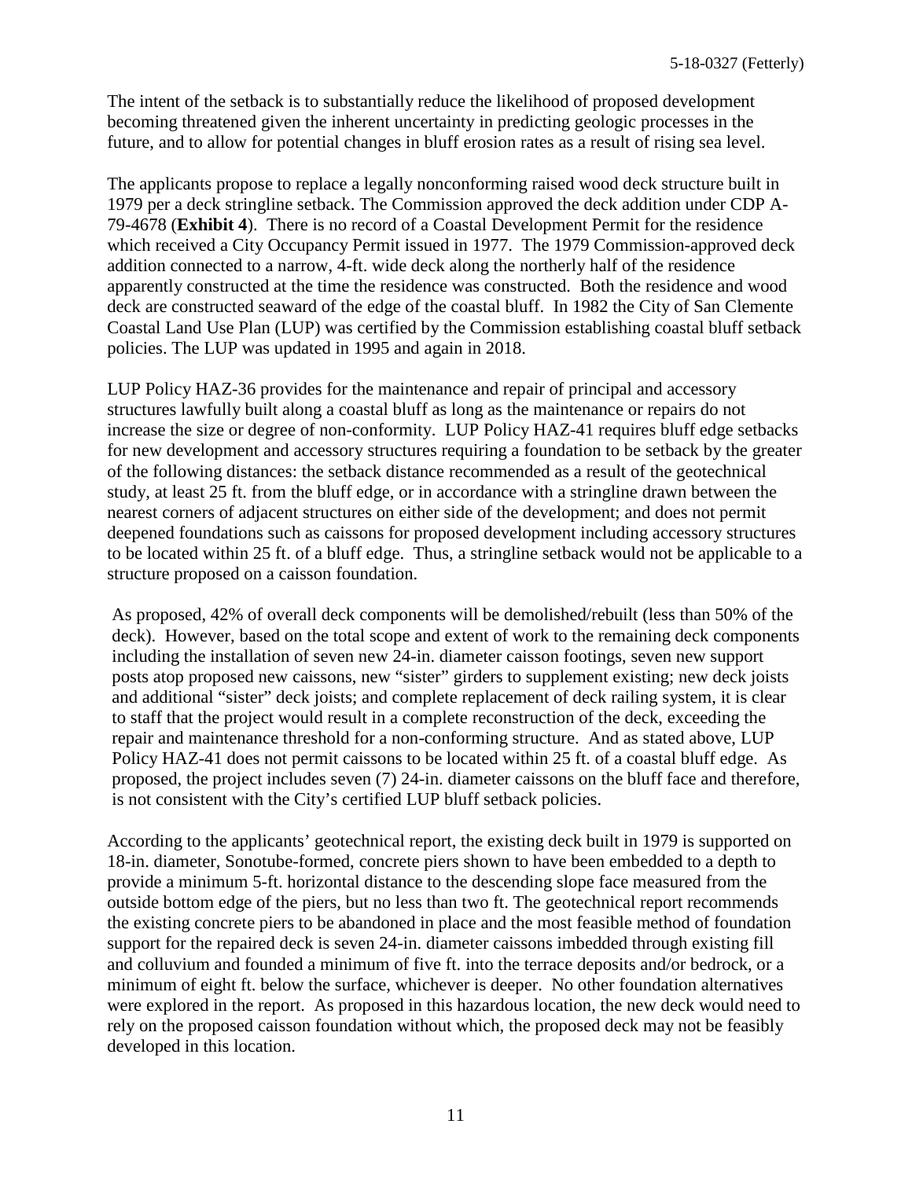The intent of the setback is to substantially reduce the likelihood of proposed development becoming threatened given the inherent uncertainty in predicting geologic processes in the future, and to allow for potential changes in bluff erosion rates as a result of rising sea level.

The applicants propose to replace a legally nonconforming raised wood deck structure built in 1979 per a deck stringline setback. The Commission approved the deck addition under CDP A-79-4678 (**Exhibit 4**). There is no record of a Coastal Development Permit for the residence which received a City Occupancy Permit issued in 1977. The 1979 Commission-approved deck addition connected to a narrow, 4-ft. wide deck along the northerly half of the residence apparently constructed at the time the residence was constructed. Both the residence and wood deck are constructed seaward of the edge of the coastal bluff. In 1982 the City of San Clemente Coastal Land Use Plan (LUP) was certified by the Commission establishing coastal bluff setback policies. The LUP was updated in 1995 and again in 2018.

LUP Policy HAZ-36 provides for the maintenance and repair of principal and accessory structures lawfully built along a coastal bluff as long as the maintenance or repairs do not increase the size or degree of non-conformity. LUP Policy HAZ-41 requires bluff edge setbacks for new development and accessory structures requiring a foundation to be setback by the greater of the following distances: the setback distance recommended as a result of the geotechnical study, at least 25 ft. from the bluff edge, or in accordance with a stringline drawn between the nearest corners of adjacent structures on either side of the development; and does not permit deepened foundations such as caissons for proposed development including accessory structures to be located within 25 ft. of a bluff edge. Thus, a stringline setback would not be applicable to a structure proposed on a caisson foundation.

As proposed, 42% of overall deck components will be demolished/rebuilt (less than 50% of the deck). However, based on the total scope and extent of work to the remaining deck components including the installation of seven new 24-in. diameter caisson footings, seven new support posts atop proposed new caissons, new "sister" girders to supplement existing; new deck joists and additional "sister" deck joists; and complete replacement of deck railing system, it is clear to staff that the project would result in a complete reconstruction of the deck, exceeding the repair and maintenance threshold for a non-conforming structure. And as stated above, LUP Policy HAZ-41 does not permit caissons to be located within 25 ft. of a coastal bluff edge. As proposed, the project includes seven (7) 24-in. diameter caissons on the bluff face and therefore, is not consistent with the City's certified LUP bluff setback policies.

According to the applicants' geotechnical report, the existing deck built in 1979 is supported on 18-in. diameter, Sonotube-formed, concrete piers shown to have been embedded to a depth to provide a minimum 5-ft. horizontal distance to the descending slope face measured from the outside bottom edge of the piers, but no less than two ft. The geotechnical report recommends the existing concrete piers to be abandoned in place and the most feasible method of foundation support for the repaired deck is seven 24-in. diameter caissons imbedded through existing fill and colluvium and founded a minimum of five ft. into the terrace deposits and/or bedrock, or a minimum of eight ft. below the surface, whichever is deeper. No other foundation alternatives were explored in the report. As proposed in this hazardous location, the new deck would need to rely on the proposed caisson foundation without which, the proposed deck may not be feasibly developed in this location.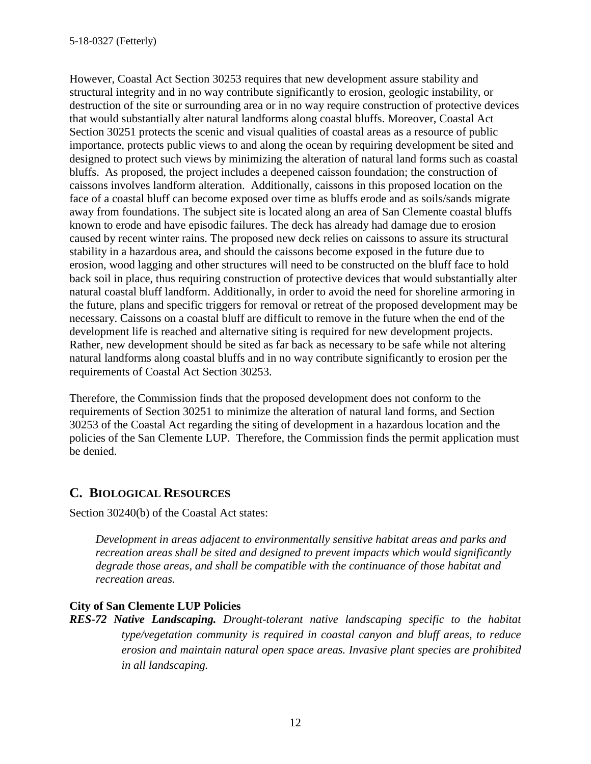However, Coastal Act Section 30253 requires that new development assure stability and structural integrity and in no way contribute significantly to erosion, geologic instability, or destruction of the site or surrounding area or in no way require construction of protective devices that would substantially alter natural landforms along coastal bluffs. Moreover, Coastal Act Section 30251 protects the scenic and visual qualities of coastal areas as a resource of public importance, protects public views to and along the ocean by requiring development be sited and designed to protect such views by minimizing the alteration of natural land forms such as coastal bluffs. As proposed, the project includes a deepened caisson foundation; the construction of caissons involves landform alteration. Additionally, caissons in this proposed location on the face of a coastal bluff can become exposed over time as bluffs erode and as soils/sands migrate away from foundations. The subject site is located along an area of San Clemente coastal bluffs known to erode and have episodic failures. The deck has already had damage due to erosion caused by recent winter rains. The proposed new deck relies on caissons to assure its structural stability in a hazardous area, and should the caissons become exposed in the future due to erosion, wood lagging and other structures will need to be constructed on the bluff face to hold back soil in place, thus requiring construction of protective devices that would substantially alter natural coastal bluff landform. Additionally, in order to avoid the need for shoreline armoring in the future, plans and specific triggers for removal or retreat of the proposed development may be necessary. Caissons on a coastal bluff are difficult to remove in the future when the end of the development life is reached and alternative siting is required for new development projects. Rather, new development should be sited as far back as necessary to be safe while not altering natural landforms along coastal bluffs and in no way contribute significantly to erosion per the requirements of Coastal Act Section 30253.

Therefore, the Commission finds that the proposed development does not conform to the requirements of Section 30251 to minimize the alteration of natural land forms, and Section 30253 of the Coastal Act regarding the siting of development in a hazardous location and the policies of the San Clemente LUP. Therefore, the Commission finds the permit application must be denied.

## C. Biological Resources

Section 30240(b) of the Coastal Act states:

> *Development in areas adjacent to environmentally sensitive habitat areas and parks and recreation areas shall be sited and designed to prevent impacts which would significantly degrade those areas, and shall be compatible with the continuance of those habitat and recreation areas.*

**City of San Clemente LUP Policies**

***RES-72 Native Landscaping.*** *Drought-tolerant native landscaping specific to the habitat type/vegetation community is required in coastal canyon and bluff areas, to reduce erosion and maintain natural open space areas. Invasive plant species are prohibited in all landscaping.*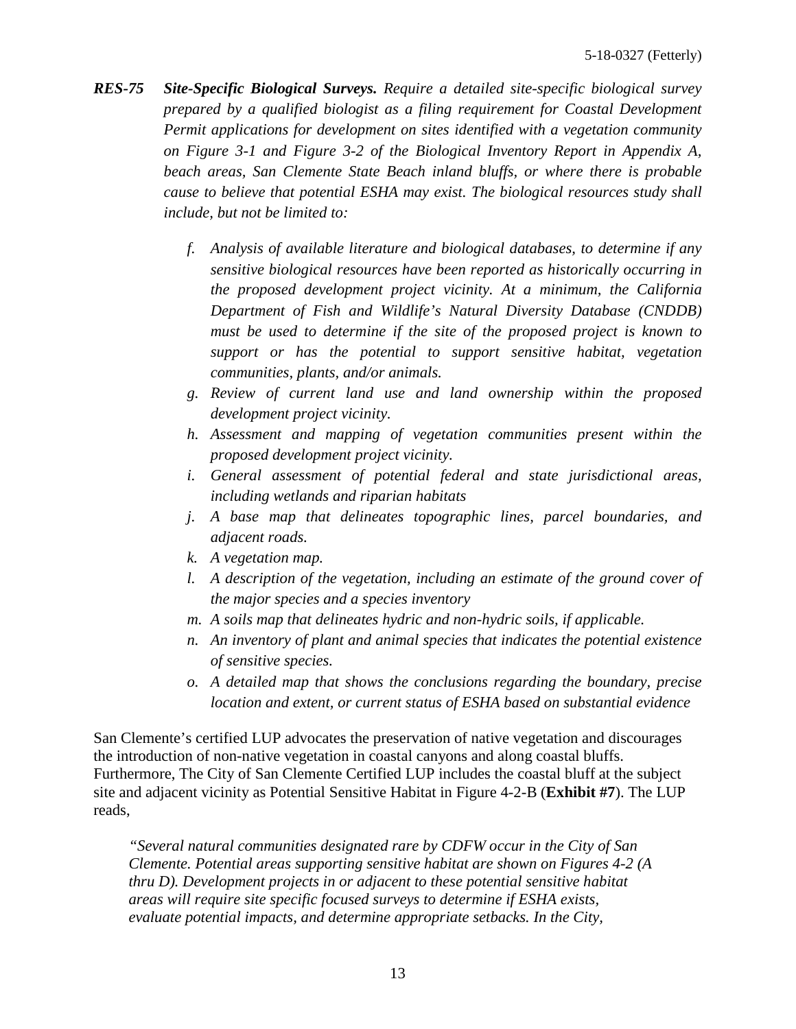***RES-75 Site-Specific Biological Surveys.*** *Require a detailed site-specific biological survey prepared by a qualified biologist as a filing requirement for Coastal Development Permit applications for development on sites identified with a vegetation community on Figure 3-1 and Figure 3-2 of the Biological Inventory Report in Appendix A, beach areas, San Clemente State Beach inland bluffs, or where there is probable cause to believe that potential ESHA may exist. The biological resources study shall include, but not be limited to:*

- *f. Analysis of available literature and biological databases, to determine if any sensitive biological resources have been reported as historically occurring in the proposed development project vicinity. At a minimum, the California Department of Fish and Wildlife's Natural Diversity Database (CNDDB) must be used to determine if the site of the proposed project is known to support or has the potential to support sensitive habitat, vegetation communities, plants, and/or animals.*
- *g. Review of current land use and land ownership within the proposed development project vicinity.*
- *h. Assessment and mapping of vegetation communities present within the proposed development project vicinity.*
- *i. General assessment of potential federal and state jurisdictional areas, including wetlands and riparian habitats*
- *j. A base map that delineates topographic lines, parcel boundaries, and adjacent roads.*
- *k. A vegetation map.*
- *l. A description of the vegetation, including an estimate of the ground cover of the major species and a species inventory*
- *m. A soils map that delineates hydric and non-hydric soils, if applicable.*
- *n. An inventory of plant and animal species that indicates the potential existence of sensitive species.*
- *o. A detailed map that shows the conclusions regarding the boundary, precise location and extent, or current status of ESHA based on substantial evidence*

San Clemente's certified LUP advocates the preservation of native vegetation and discourages the introduction of non-native vegetation in coastal canyons and along coastal bluffs. Furthermore, The City of San Clemente Certified LUP includes the coastal bluff at the subject site and adjacent vicinity as Potential Sensitive Habitat in Figure 4-2-B (**Exhibit #7**). The LUP reads,

> *"Several natural communities designated rare by CDFW occur in the City of San Clemente. Potential areas supporting sensitive habitat are shown on Figures 4-2 (A thru D). Development projects in or adjacent to these potential sensitive habitat areas will require site specific focused surveys to determine if ESHA exists, evaluate potential impacts, and determine appropriate setbacks. In the City,*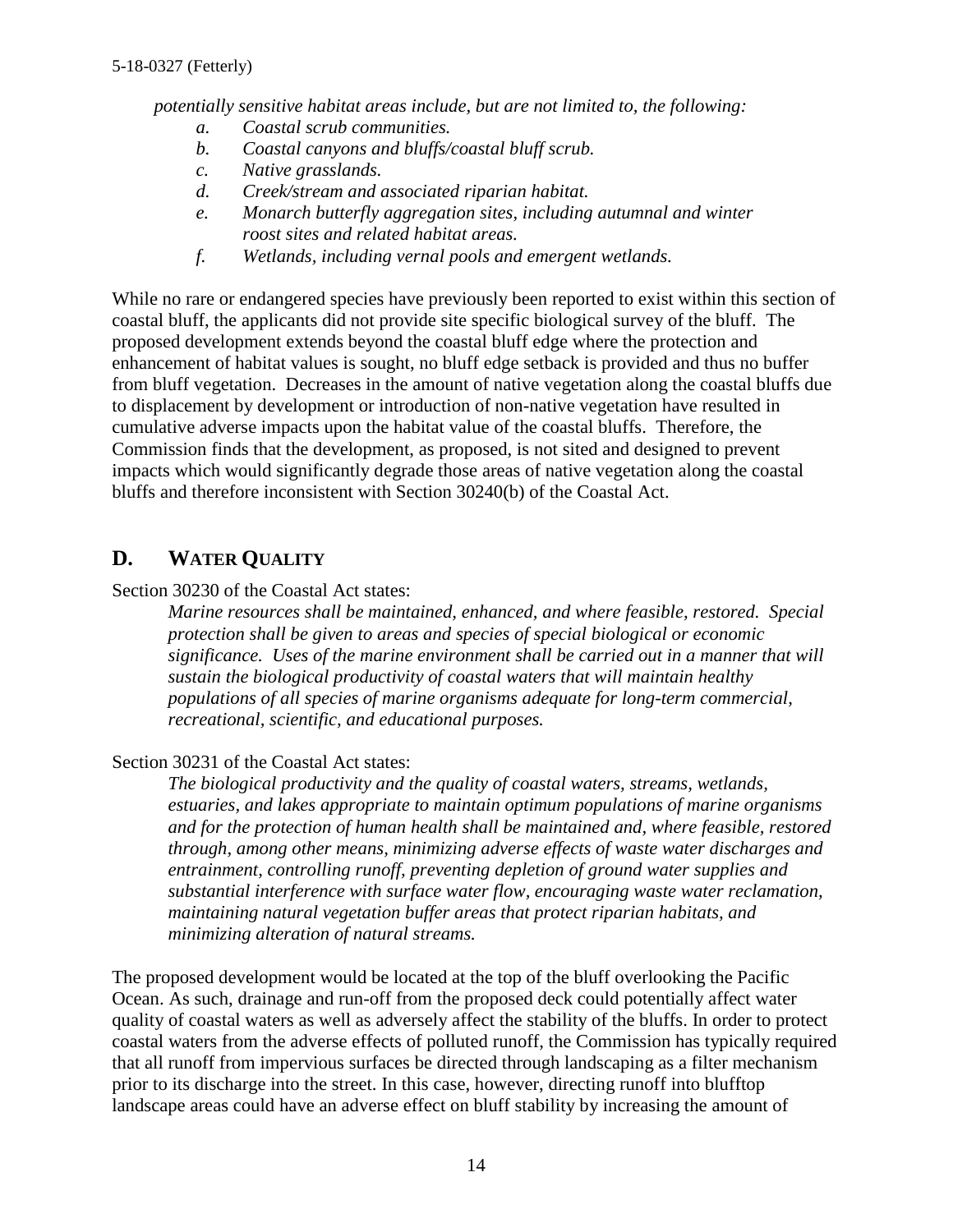*potentially sensitive habitat areas include, but are not limited to, the following:*

- *a. Coastal scrub communities.*
- *b. Coastal canyons and bluffs/coastal bluff scrub.*
- *c. Native grasslands.*
- *d. Creek/stream and associated riparian habitat.*
- *e. Monarch butterfly aggregation sites, including autumnal and winter roost sites and related habitat areas.*
- *f. Wetlands, including vernal pools and emergent wetlands.*

While no rare or endangered species have previously been reported to exist within this section of coastal bluff, the applicants did not provide site specific biological survey of the bluff. The proposed development extends beyond the coastal bluff edge where the protection and enhancement of habitat values is sought, no bluff edge setback is provided and thus no buffer from bluff vegetation. Decreases in the amount of native vegetation along the coastal bluffs due to displacement by development or introduction of non-native vegetation have resulted in cumulative adverse impacts upon the habitat value of the coastal bluffs. Therefore, the Commission finds that the development, as proposed, is not sited and designed to prevent impacts which would significantly degrade those areas of native vegetation along the coastal bluffs and therefore inconsistent with Section 30240(b) of the Coastal Act.

## D. WATER QUALITY

Section 30230 of the Coastal Act states:

> *Marine resources shall be maintained, enhanced, and where feasible, restored. Special protection shall be given to areas and species of special biological or economic significance. Uses of the marine environment shall be carried out in a manner that will sustain the biological productivity of coastal waters that will maintain healthy populations of all species of marine organisms adequate for long-term commercial, recreational, scientific, and educational purposes.*

Section 30231 of the Coastal Act states:

> *The biological productivity and the quality of coastal waters, streams, wetlands, estuaries, and lakes appropriate to maintain optimum populations of marine organisms and for the protection of human health shall be maintained and, where feasible, restored through, among other means, minimizing adverse effects of waste water discharges and entrainment, controlling runoff, preventing depletion of ground water supplies and substantial interference with surface water flow, encouraging waste water reclamation, maintaining natural vegetation buffer areas that protect riparian habitats, and minimizing alteration of natural streams.*

The proposed development would be located at the top of the bluff overlooking the Pacific Ocean. As such, drainage and run-off from the proposed deck could potentially affect water quality of coastal waters as well as adversely affect the stability of the bluffs. In order to protect coastal waters from the adverse effects of polluted runoff, the Commission has typically required that all runoff from impervious surfaces be directed through landscaping as a filter mechanism prior to its discharge into the street. In this case, however, directing runoff into blufftop landscape areas could have an adverse effect on bluff stability by increasing the amount of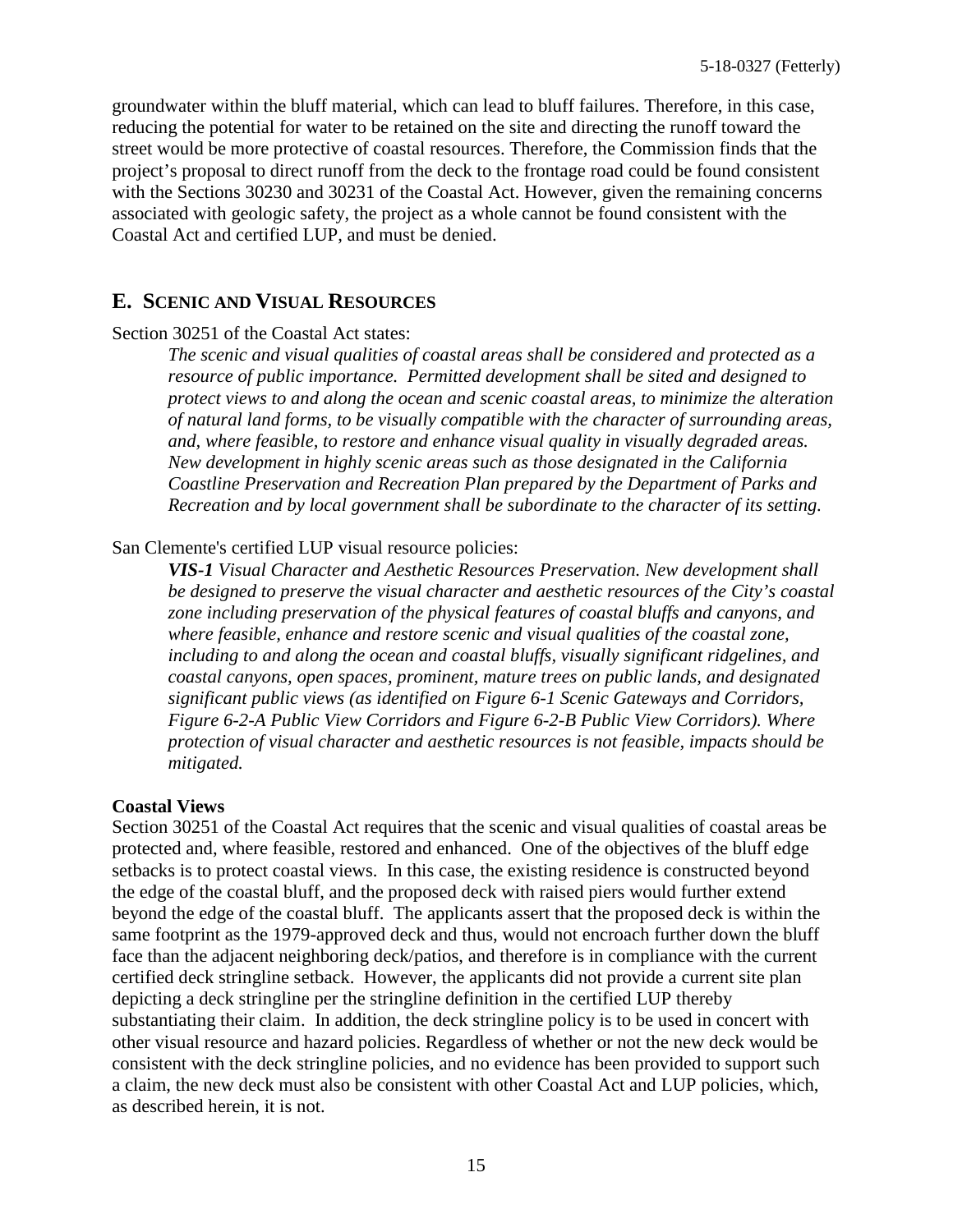groundwater within the bluff material, which can lead to bluff failures. Therefore, in this case, reducing the potential for water to be retained on the site and directing the runoff toward the street would be more protective of coastal resources. Therefore, the Commission finds that the project's proposal to direct runoff from the deck to the frontage road could be found consistent with the Sections 30230 and 30231 of the Coastal Act. However, given the remaining concerns associated with geologic safety, the project as a whole cannot be found consistent with the Coastal Act and certified LUP, and must be denied.

## E. Scenic and Visual Resources

Section 30251 of the Coastal Act states:

> *The scenic and visual qualities of coastal areas shall be considered and protected as a resource of public importance. Permitted development shall be sited and designed to protect views to and along the ocean and scenic coastal areas, to minimize the alteration of natural land forms, to be visually compatible with the character of surrounding areas, and, where feasible, to restore and enhance visual quality in visually degraded areas. New development in highly scenic areas such as those designated in the California Coastline Preservation and Recreation Plan prepared by the Department of Parks and Recreation and by local government shall be subordinate to the character of its setting.*

San Clemente's certified LUP visual resource policies:

> ***VIS-1*** *Visual Character and Aesthetic Resources Preservation. New development shall be designed to preserve the visual character and aesthetic resources of the City's coastal zone including preservation of the physical features of coastal bluffs and canyons, and where feasible, enhance and restore scenic and visual qualities of the coastal zone, including to and along the ocean and coastal bluffs, visually significant ridgelines, and coastal canyons, open spaces, prominent, mature trees on public lands, and designated significant public views (as identified on Figure 6-1 Scenic Gateways and Corridors, Figure 6-2-A Public View Corridors and Figure 6-2-B Public View Corridors). Where protection of visual character and aesthetic resources is not feasible, impacts should be mitigated.*

**Coastal Views**

Section 30251 of the Coastal Act requires that the scenic and visual qualities of coastal areas be protected and, where feasible, restored and enhanced. One of the objectives of the bluff edge setbacks is to protect coastal views. In this case, the existing residence is constructed beyond the edge of the coastal bluff, and the proposed deck with raised piers would further extend beyond the edge of the coastal bluff. The applicants assert that the proposed deck is within the same footprint as the 1979-approved deck and thus, would not encroach further down the bluff face than the adjacent neighboring deck/patios, and therefore is in compliance with the current certified deck stringline setback. However, the applicants did not provide a current site plan depicting a deck stringline per the stringline definition in the certified LUP thereby substantiating their claim. In addition, the deck stringline policy is to be used in concert with other visual resource and hazard policies. Regardless of whether or not the new deck would be consistent with the deck stringline policies, and no evidence has been provided to support such a claim, the new deck must also be consistent with other Coastal Act and LUP policies, which, as described herein, it is not.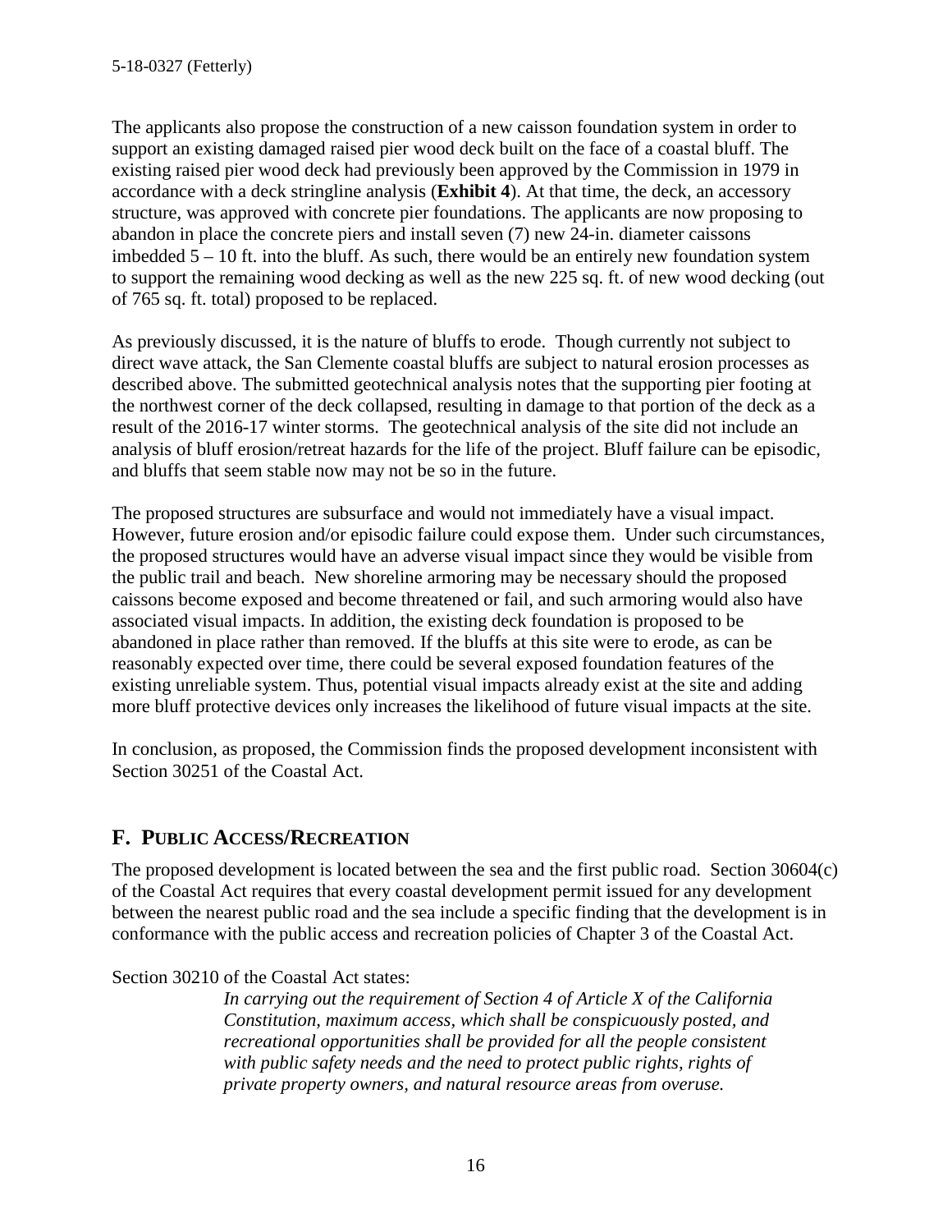The applicants also propose the construction of a new caisson foundation system in order to support an existing damaged raised pier wood deck built on the face of a coastal bluff. The existing raised pier wood deck had previously been approved by the Commission in 1979 in accordance with a deck stringline analysis (**Exhibit 4**). At that time, the deck, an accessory structure, was approved with concrete pier foundations. The applicants are now proposing to abandon in place the concrete piers and install seven (7) new 24-in. diameter caissons imbedded 5 – 10 ft. into the bluff. As such, there would be an entirely new foundation system to support the remaining wood decking as well as the new 225 sq. ft. of new wood decking (out of 765 sq. ft. total) proposed to be replaced.

As previously discussed, it is the nature of bluffs to erode. Though currently not subject to direct wave attack, the San Clemente coastal bluffs are subject to natural erosion processes as described above. The submitted geotechnical analysis notes that the supporting pier footing at the northwest corner of the deck collapsed, resulting in damage to that portion of the deck as a result of the 2016-17 winter storms. The geotechnical analysis of the site did not include an analysis of bluff erosion/retreat hazards for the life of the project. Bluff failure can be episodic, and bluffs that seem stable now may not be so in the future.

The proposed structures are subsurface and would not immediately have a visual impact. However, future erosion and/or episodic failure could expose them. Under such circumstances, the proposed structures would have an adverse visual impact since they would be visible from the public trail and beach. New shoreline armoring may be necessary should the proposed caissons become exposed and become threatened or fail, and such armoring would also have associated visual impacts. In addition, the existing deck foundation is proposed to be abandoned in place rather than removed. If the bluffs at this site were to erode, as can be reasonably expected over time, there could be several exposed foundation features of the existing unreliable system. Thus, potential visual impacts already exist at the site and adding more bluff protective devices only increases the likelihood of future visual impacts at the site.

In conclusion, as proposed, the Commission finds the proposed development inconsistent with Section 30251 of the Coastal Act.

## F. PUBLIC ACCESS/RECREATION

The proposed development is located between the sea and the first public road. Section 30604(c) of the Coastal Act requires that every coastal development permit issued for any development between the nearest public road and the sea include a specific finding that the development is in conformance with the public access and recreation policies of Chapter 3 of the Coastal Act.

Section 30210 of the Coastal Act states:

> *In carrying out the requirement of Section 4 of Article X of the California Constitution, maximum access, which shall be conspicuously posted, and recreational opportunities shall be provided for all the people consistent with public safety needs and the need to protect public rights, rights of private property owners, and natural resource areas from overuse.*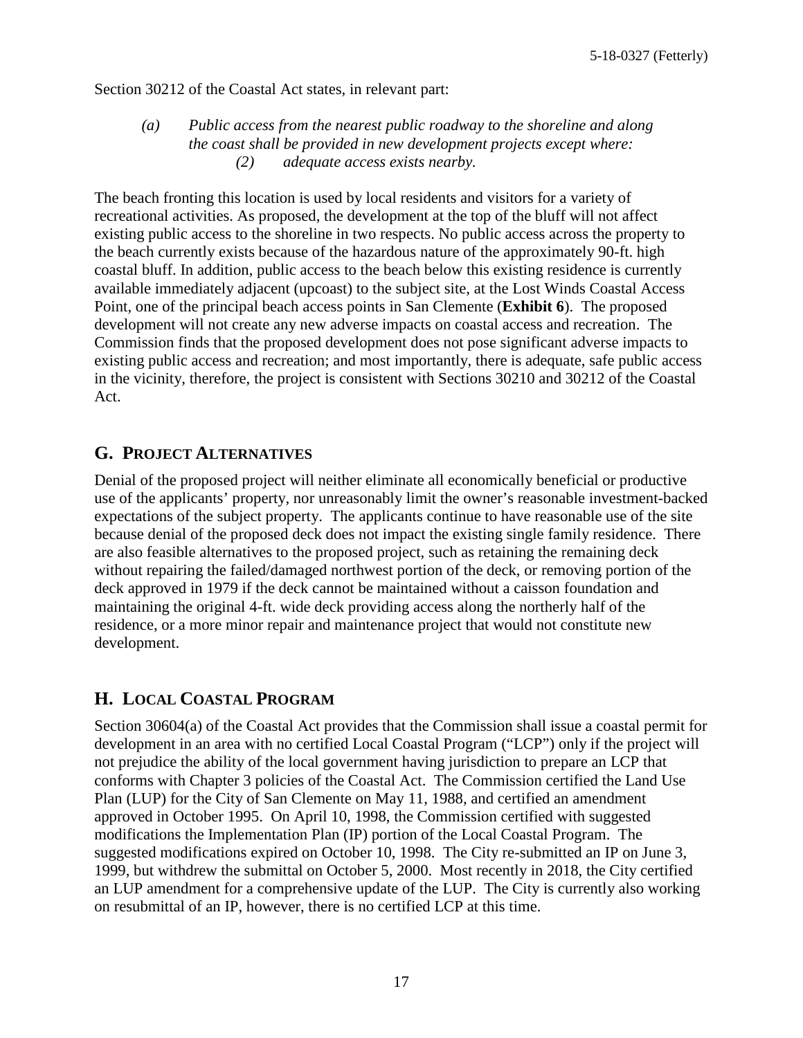Section 30212 of the Coastal Act states, in relevant part:

> *(a) Public access from the nearest public roadway to the shoreline and along the coast shall be provided in new development projects except where:*
>
> *(2) adequate access exists nearby.*

The beach fronting this location is used by local residents and visitors for a variety of recreational activities. As proposed, the development at the top of the bluff will not affect existing public access to the shoreline in two respects. No public access across the property to the beach currently exists because of the hazardous nature of the approximately 90-ft. high coastal bluff. In addition, public access to the beach below this existing residence is currently available immediately adjacent (upcoast) to the subject site, at the Lost Winds Coastal Access Point, one of the principal beach access points in San Clemente (**Exhibit 6**). The proposed development will not create any new adverse impacts on coastal access and recreation. The Commission finds that the proposed development does not pose significant adverse impacts to existing public access and recreation; and most importantly, there is adequate, safe public access in the vicinity, therefore, the project is consistent with Sections 30210 and 30212 of the Coastal Act.

## G. PROJECT ALTERNATIVES

Denial of the proposed project will neither eliminate all economically beneficial or productive use of the applicants' property, nor unreasonably limit the owner's reasonable investment-backed expectations of the subject property. The applicants continue to have reasonable use of the site because denial of the proposed deck does not impact the existing single family residence. There are also feasible alternatives to the proposed project, such as retaining the remaining deck without repairing the failed/damaged northwest portion of the deck, or removing portion of the deck approved in 1979 if the deck cannot be maintained without a caisson foundation and maintaining the original 4-ft. wide deck providing access along the northerly half of the residence, or a more minor repair and maintenance project that would not constitute new development.

## H. LOCAL COASTAL PROGRAM

Section 30604(a) of the Coastal Act provides that the Commission shall issue a coastal permit for development in an area with no certified Local Coastal Program ("LCP") only if the project will not prejudice the ability of the local government having jurisdiction to prepare an LCP that conforms with Chapter 3 policies of the Coastal Act. The Commission certified the Land Use Plan (LUP) for the City of San Clemente on May 11, 1988, and certified an amendment approved in October 1995. On April 10, 1998, the Commission certified with suggested modifications the Implementation Plan (IP) portion of the Local Coastal Program. The suggested modifications expired on October 10, 1998. The City re-submitted an IP on June 3, 1999, but withdrew the submittal on October 5, 2000. Most recently in 2018, the City certified an LUP amendment for a comprehensive update of the LUP. The City is currently also working on resubmittal of an IP, however, there is no certified LCP at this time.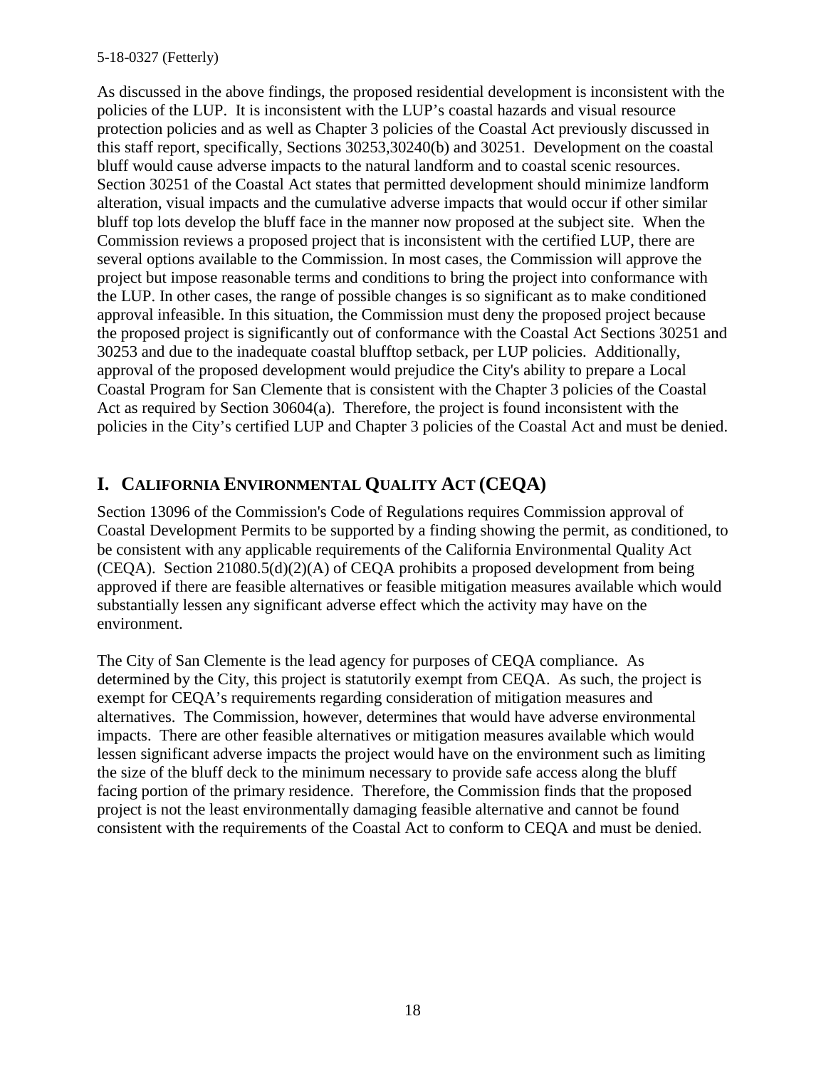As discussed in the above findings, the proposed residential development is inconsistent with the policies of the LUP. It is inconsistent with the LUP's coastal hazards and visual resource protection policies and as well as Chapter 3 policies of the Coastal Act previously discussed in this staff report, specifically, Sections 30253,30240(b) and 30251. Development on the coastal bluff would cause adverse impacts to the natural landform and to coastal scenic resources. Section 30251 of the Coastal Act states that permitted development should minimize landform alteration, visual impacts and the cumulative adverse impacts that would occur if other similar bluff top lots develop the bluff face in the manner now proposed at the subject site. When the Commission reviews a proposed project that is inconsistent with the certified LUP, there are several options available to the Commission. In most cases, the Commission will approve the project but impose reasonable terms and conditions to bring the project into conformance with the LUP. In other cases, the range of possible changes is so significant as to make conditioned approval infeasible. In this situation, the Commission must deny the proposed project because the proposed project is significantly out of conformance with the Coastal Act Sections 30251 and 30253 and due to the inadequate coastal blufftop setback, per LUP policies. Additionally, approval of the proposed development would prejudice the City's ability to prepare a Local Coastal Program for San Clemente that is consistent with the Chapter 3 policies of the Coastal Act as required by Section 30604(a). Therefore, the project is found inconsistent with the policies in the City's certified LUP and Chapter 3 policies of the Coastal Act and must be denied.

## I. CALIFORNIA ENVIRONMENTAL QUALITY ACT (CEQA)

Section 13096 of the Commission's Code of Regulations requires Commission approval of Coastal Development Permits to be supported by a finding showing the permit, as conditioned, to be consistent with any applicable requirements of the California Environmental Quality Act (CEQA). Section 21080.5(d)(2)(A) of CEQA prohibits a proposed development from being approved if there are feasible alternatives or feasible mitigation measures available which would substantially lessen any significant adverse effect which the activity may have on the environment.

The City of San Clemente is the lead agency for purposes of CEQA compliance. As determined by the City, this project is statutorily exempt from CEQA. As such, the project is exempt for CEQA's requirements regarding consideration of mitigation measures and alternatives. The Commission, however, determines that would have adverse environmental impacts. There are other feasible alternatives or mitigation measures available which would lessen significant adverse impacts the project would have on the environment such as limiting the size of the bluff deck to the minimum necessary to provide safe access along the bluff facing portion of the primary residence. Therefore, the Commission finds that the proposed project is not the least environmentally damaging feasible alternative and cannot be found consistent with the requirements of the Coastal Act to conform to CEQA and must be denied.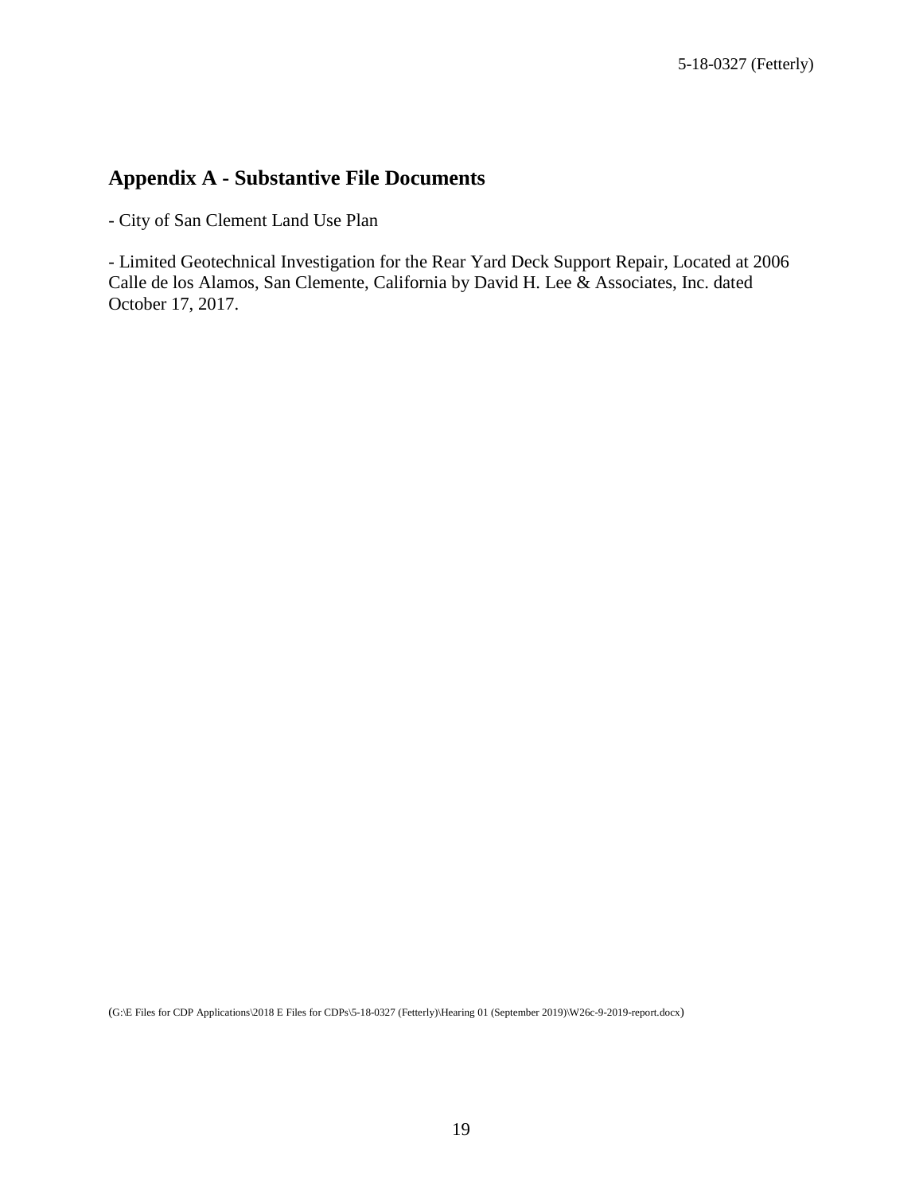## Appendix A - Substantive File Documents

- City of San Clement Land Use Plan

- Limited Geotechnical Investigation for the Rear Yard Deck Support Repair, Located at 2006 Calle de los Alamos, San Clemente, California by David H. Lee & Associates, Inc. dated October 17, 2017.

(G:\E Files for CDP Applications\2018 E Files for CDPs\5-18-0327 (Fetterly)\Hearing 01 (September 2019)\W26c-9-2019-report.docx)